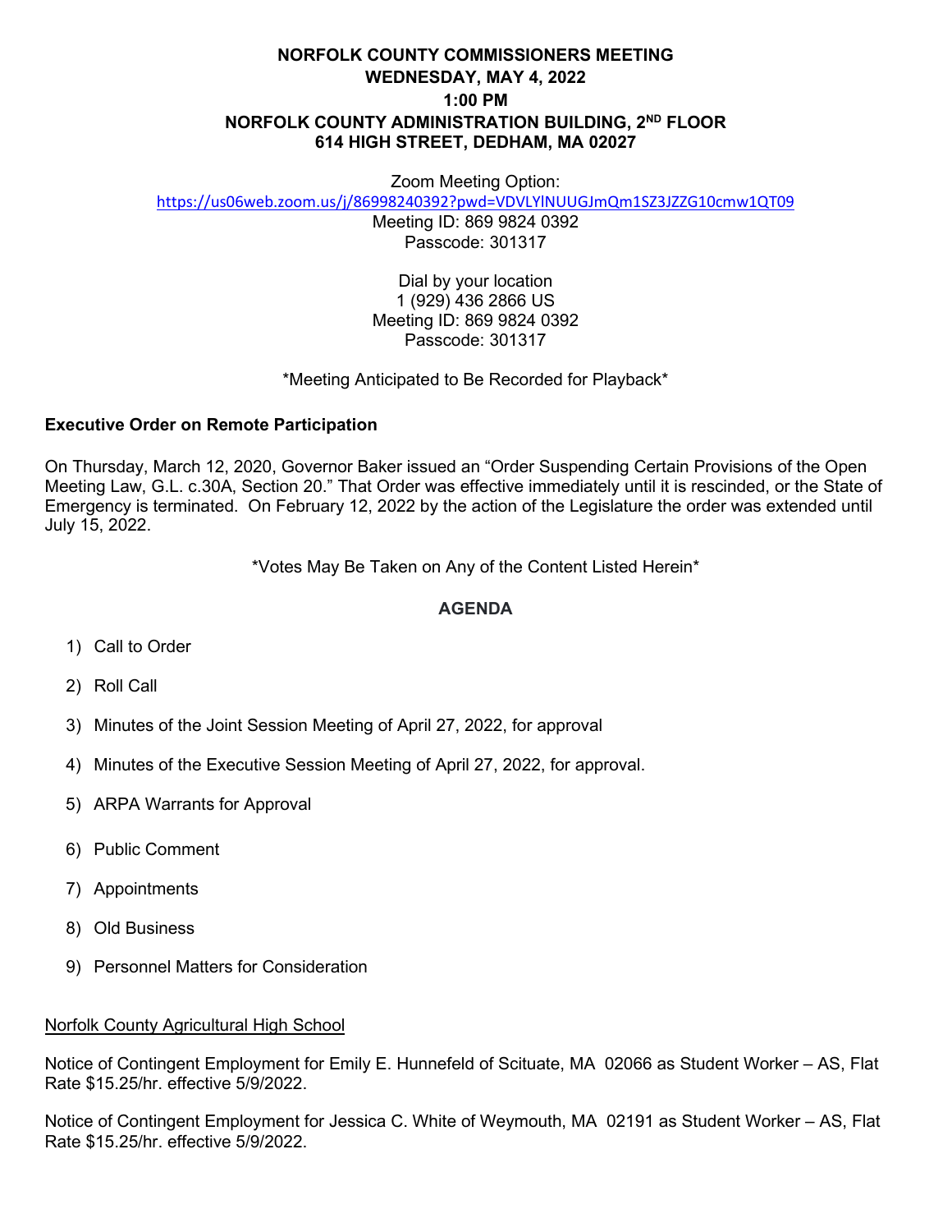# NORFOLK COUNTY COMMISSIONERS MEETING
## WEDNESDAY, MAY 4, 2022
## 1:00 PM
## NORFOLK COUNTY ADMINISTRATION BUILDING, 2ND FLOOR
## 614 HIGH STREET, DEDHAM, MA 02027

Zoom Meeting Option:
https://us06web.zoom.us/j/86998240392?pwd=VDVLYlNUUGJmQm1SZ3JZZG10cmw1QT09
Meeting ID: 869 9824 0392
Passcode: 301317

Dial by your location
1 (929) 436 2866 US
Meeting ID: 869 9824 0392
Passcode: 301317

*Meeting Anticipated to Be Recorded for Playback*

**Executive Order on Remote Participation**

On Thursday, March 12, 2020, Governor Baker issued an "Order Suspending Certain Provisions of the Open Meeting Law, G.L. c.30A, Section 20." That Order was effective immediately until it is rescinded, or the State of Emergency is terminated. On February 12, 2022 by the action of the Legislature the order was extended until July 15, 2022.

*Votes May Be Taken on Any of the Content Listed Herein*

**AGENDA**

1) Call to Order
2) Roll Call
3) Minutes of the Joint Session Meeting of April 27, 2022, for approval
4) Minutes of the Executive Session Meeting of April 27, 2022, for approval.
5) ARPA Warrants for Approval
6) Public Comment
7) Appointments
8) Old Business
9) Personnel Matters for Consideration

Norfolk County Agricultural High School

Notice of Contingent Employment for Emily E. Hunnefeld of Scituate, MA 02066 as Student Worker – AS, Flat Rate $15.25/hr. effective 5/9/2022.

Notice of Contingent Employment for Jessica C. White of Weymouth, MA 02191 as Student Worker – AS, Flat Rate $15.25/hr. effective 5/9/2022.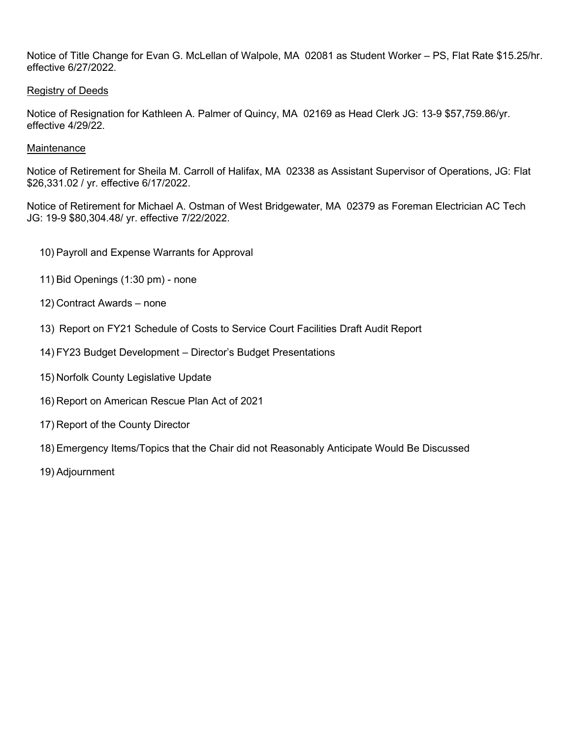Notice of Title Change for Evan G. McLellan of Walpole, MA 02081 as Student Worker – PS, Flat Rate $15.25/hr. effective 6/27/2022.

Registry of Deeds

Notice of Resignation for Kathleen A. Palmer of Quincy, MA 02169 as Head Clerk JG: 13-9 $57,759.86/yr. effective 4/29/22.

Maintenance

Notice of Retirement for Sheila M. Carroll of Halifax, MA 02338 as Assistant Supervisor of Operations, JG: Flat $26,331.02 / yr. effective 6/17/2022.

Notice of Retirement for Michael A. Ostman of West Bridgewater, MA 02379 as Foreman Electrician AC Tech JG: 19-9 $80,304.48/ yr. effective 7/22/2022.

10) Payroll and Expense Warrants for Approval

11) Bid Openings (1:30 pm) - none

12) Contract Awards – none

13) Report on FY21 Schedule of Costs to Service Court Facilities Draft Audit Report

14) FY23 Budget Development – Director's Budget Presentations

15) Norfolk County Legislative Update

16) Report on American Rescue Plan Act of 2021

17) Report of the County Director

18) Emergency Items/Topics that the Chair did not Reasonably Anticipate Would Be Discussed

19) Adjournment